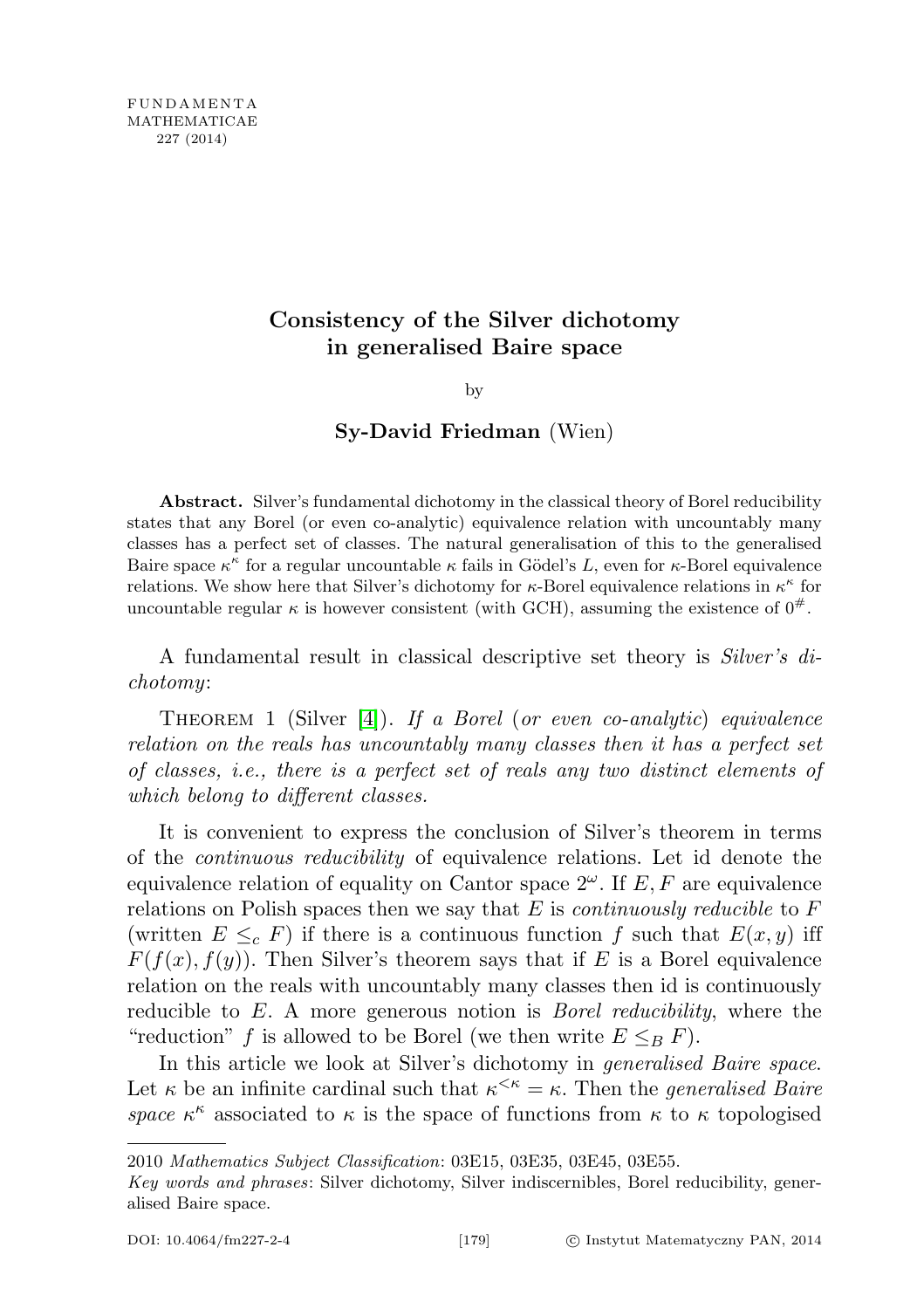# Consistency of the Silver dichotomy in generalised Baire space

by

**Sy-David Friedman** (Wien)

**Abstract.** Silver's fundamental dichotomy in the classical theory of Borel reducibility states that any Borel (or even co-analytic) equivalence relation with uncountably many classes has a perfect set of classes. The natural generalisation of this to the generalised Baire space $\kappa^\kappa$ for a regular uncountable $\kappa$ fails in Gödel's $L$, even for $\kappa$-Borel equivalence relations. We show here that Silver's dichotomy for $\kappa$-Borel equivalence relations in $\kappa^\kappa$ for uncountable regular $\kappa$ is however consistent (with GCH), assuming the existence of $0^\#$.

A fundamental result in classical descriptive set theory is *Silver's dichotomy*:

Theorem 1 (Silver [4]). *If a Borel (or even co-analytic) equivalence relation on the reals has uncountably many classes then it has a perfect set of classes, i.e., there is a perfect set of reals any two distinct elements of which belong to different classes.*

It is convenient to express the conclusion of Silver's theorem in terms of the *continuous reducibility* of equivalence relations. Let id denote the equivalence relation of equality on Cantor space $2^\omega$. If $E, F$ are equivalence relations on Polish spaces then we say that $E$ is *continuously reducible* to $F$ (written $E \leq_c F$) if there is a continuous function $f$ such that $E(x, y)$ iff $F(f(x), f(y))$. Then Silver's theorem says that if $E$ is a Borel equivalence relation on the reals with uncountably many classes then id is continuously reducible to $E$. A more generous notion is *Borel reducibility*, where the "reduction" $f$ is allowed to be Borel (we then write $E \leq_B F$).

In this article we look at Silver's dichotomy in *generalised Baire space*. Let $\kappa$ be an infinite cardinal such that $\kappa^{<\kappa} = \kappa$. Then the *generalised Baire space* $\kappa^\kappa$ associated to $\kappa$ is the space of functions from $\kappa$ to $\kappa$ topologised

2010 *Mathematics Subject Classification*: 03E15, 03E35, 03E45, 03E55.

*Key words and phrases*: Silver dichotomy, Silver indiscernibles, Borel reducibility, generalised Baire space.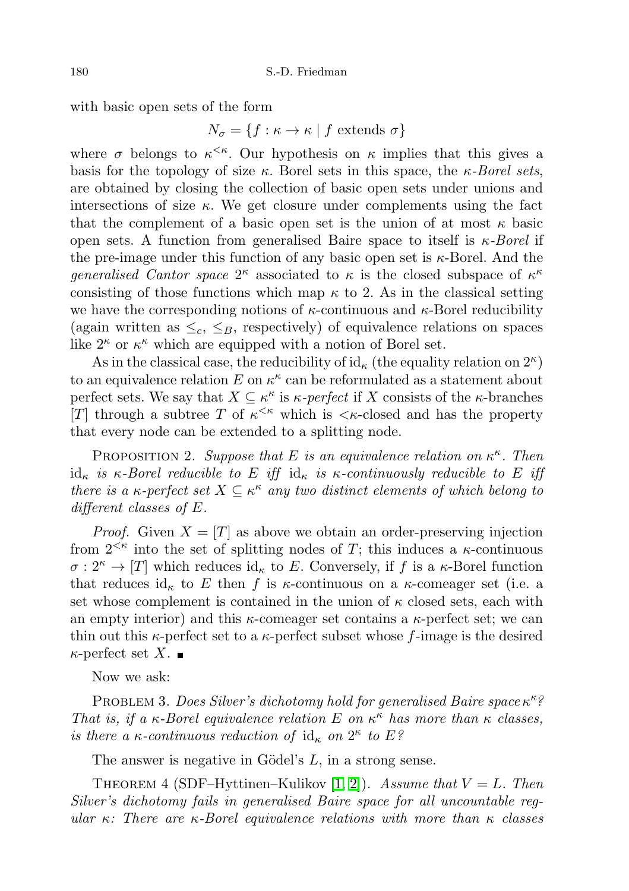with basic open sets of the form

$$N_\sigma = \{f : \kappa \to \kappa \mid f \text{ extends } \sigma\}$$

where $\sigma$ belongs to $\kappa^{<\kappa}$. Our hypothesis on $\kappa$ implies that this gives a basis for the topology of size $\kappa$. Borel sets in this space, the *$\kappa$-Borel sets*, are obtained by closing the collection of basic open sets under unions and intersections of size $\kappa$. We get closure under complements using the fact that the complement of a basic open set is the union of at most $\kappa$ basic open sets. A function from generalised Baire space to itself is *$\kappa$-Borel* if the pre-image under this function of any basic open set is $\kappa$-Borel. And the *generalised Cantor space* $2^\kappa$ associated to $\kappa$ is the closed subspace of $\kappa^\kappa$ consisting of those functions which map $\kappa$ to 2. As in the classical setting we have the corresponding notions of $\kappa$-continuous and $\kappa$-Borel reducibility (again written as $\leq_c$, $\leq_B$, respectively) of equivalence relations on spaces like $2^\kappa$ or $\kappa^\kappa$ which are equipped with a notion of Borel set.

As in the classical case, the reducibility of $\mathrm{id}_\kappa$ (the equality relation on $2^\kappa$) to an equivalence relation $E$ on $\kappa^\kappa$ can be reformulated as a statement about perfect sets. We say that $X \subseteq \kappa^\kappa$ is *$\kappa$-perfect* if $X$ consists of the $\kappa$-branches $[T]$ through a subtree $T$ of $\kappa^{<\kappa}$ which is $<\kappa$-closed and has the property that every node can be extended to a splitting node.

Proposition 2. *Suppose that $E$ is an equivalence relation on $\kappa^\kappa$. Then $\mathrm{id}_\kappa$ is $\kappa$-Borel reducible to $E$ iff $\mathrm{id}_\kappa$ is $\kappa$-continuously reducible to $E$ iff there is a $\kappa$-perfect set $X \subseteq \kappa^\kappa$ any two distinct elements of which belong to different classes of $E$.*

*Proof.* Given $X = [T]$ as above we obtain an order-preserving injection from $2^{<\kappa}$ into the set of splitting nodes of $T$; this induces a $\kappa$-continuous $\sigma : 2^\kappa \to [T]$ which reduces $\mathrm{id}_\kappa$ to $E$. Conversely, if $f$ is a $\kappa$-Borel function that reduces $\mathrm{id}_\kappa$ to $E$ then $f$ is $\kappa$-continuous on a $\kappa$-comeager set (i.e. a set whose complement is contained in the union of $\kappa$ closed sets, each with an empty interior) and this $\kappa$-comeager set contains a $\kappa$-perfect set; we can thin out this $\kappa$-perfect set to a $\kappa$-perfect subset whose $f$-image is the desired $\kappa$-perfect set $X$. ■

Now we ask:

Problem 3. *Does Silver's dichotomy hold for generalised Baire space $\kappa^\kappa$? That is, if a $\kappa$-Borel equivalence relation $E$ on $\kappa^\kappa$ has more than $\kappa$ classes, is there a $\kappa$-continuous reduction of $\mathrm{id}_\kappa$ on $2^\kappa$ to $E$?*

The answer is negative in Gödel's $L$, in a strong sense.

Theorem 4 (SDF–Hyttinen–Kulikov [1, 2]). *Assume that $V = L$. Then Silver's dichotomy fails in generalised Baire space for all uncountable regular $\kappa$: There are $\kappa$-Borel equivalence relations with more than $\kappa$ classes*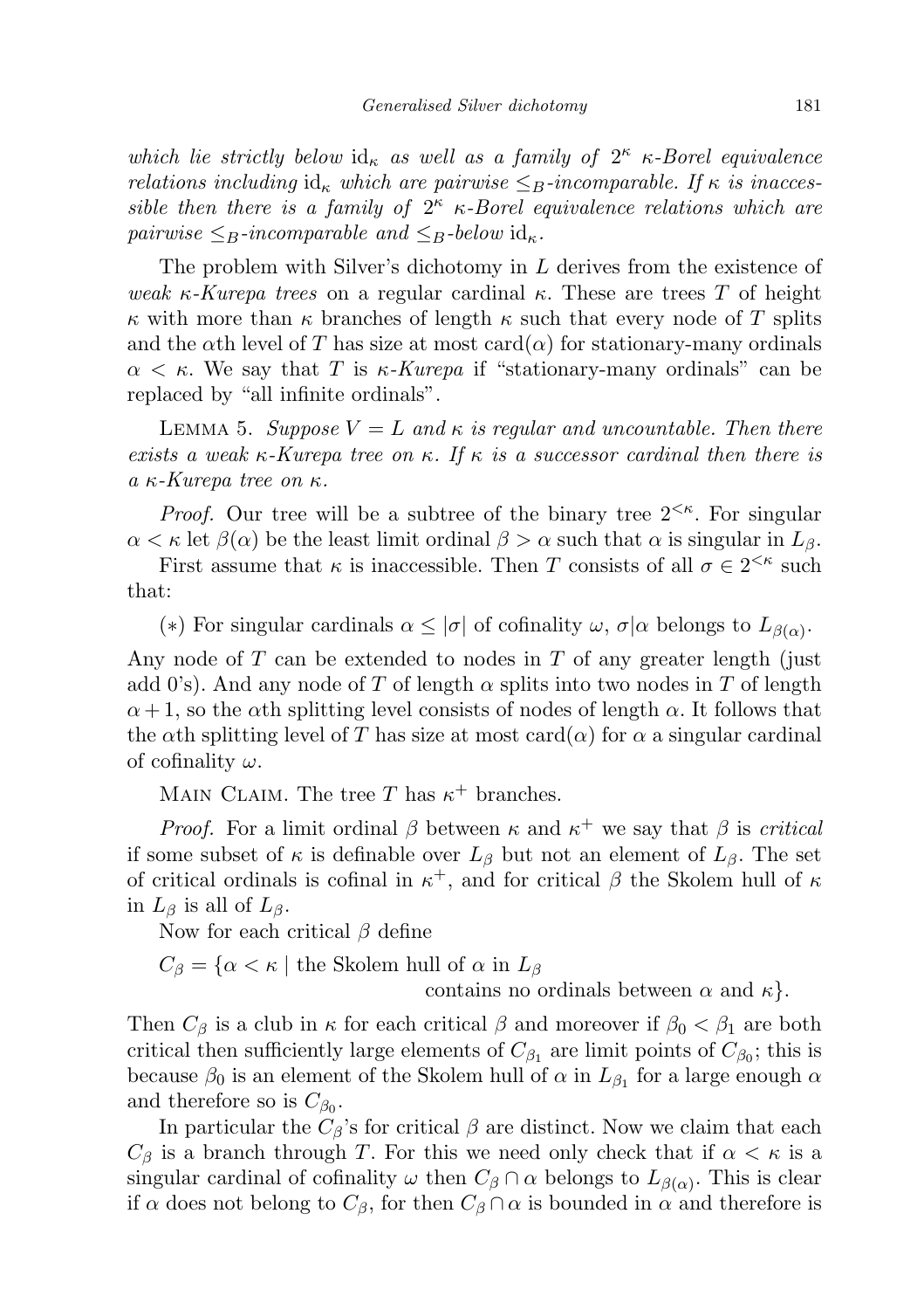*which lie strictly below* $\mathrm{id}_\kappa$ *as well as a family of* $2^\kappa$ $\kappa$*-Borel equivalence relations including* $\mathrm{id}_\kappa$ *which are pairwise* $\leq_B$*-incomparable. If* $\kappa$ *is inaccessible then there is a family of* $2^\kappa$ $\kappa$*-Borel equivalence relations which are pairwise* $\leq_B$*-incomparable and* $\leq_B$*-below* $\mathrm{id}_\kappa$.

The problem with Silver's dichotomy in $L$ derives from the existence of *weak* $\kappa$*-Kurepa trees* on a regular cardinal $\kappa$. These are trees $T$ of height $\kappa$ with more than $\kappa$ branches of length $\kappa$ such that every node of $T$ splits and the $\alpha$th level of $T$ has size at most $\mathrm{card}(\alpha)$ for stationary-many ordinals $\alpha < \kappa$. We say that $T$ is $\kappa$*-Kurepa* if "stationary-many ordinals" can be replaced by "all infinite ordinals".

Lemma 5. *Suppose* $V = L$ *and* $\kappa$ *is regular and uncountable. Then there exists a weak* $\kappa$*-Kurepa tree on* $\kappa$*. If* $\kappa$ *is a successor cardinal then there is a* $\kappa$*-Kurepa tree on* $\kappa$.

*Proof.* Our tree will be a subtree of the binary tree $2^{<\kappa}$. For singular $\alpha < \kappa$ let $\beta(\alpha)$ be the least limit ordinal $\beta > \alpha$ such that $\alpha$ is singular in $L_\beta$.

First assume that $\kappa$ is inaccessible. Then $T$ consists of all $\sigma \in 2^{<\kappa}$ such that:

(∗) For singular cardinals $\alpha \leq |\sigma|$ of cofinality $\omega$, $\sigma|\alpha$ belongs to $L_{\beta(\alpha)}$.

Any node of $T$ can be extended to nodes in $T$ of any greater length (just add 0's). And any node of $T$ of length $\alpha$ splits into two nodes in $T$ of length $\alpha+1$, so the $\alpha$th splitting level consists of nodes of length $\alpha$. It follows that the $\alpha$th splitting level of $T$ has size at most $\mathrm{card}(\alpha)$ for $\alpha$ a singular cardinal of cofinality $\omega$.

Main Claim. The tree $T$ has $\kappa^+$ branches.

*Proof.* For a limit ordinal $\beta$ between $\kappa$ and $\kappa^+$ we say that $\beta$ is *critical* if some subset of $\kappa$ is definable over $L_\beta$ but not an element of $L_\beta$. The set of critical ordinals is cofinal in $\kappa^+$, and for critical $\beta$ the Skolem hull of $\kappa$ in $L_\beta$ is all of $L_\beta$.

Now for each critical $\beta$ define

$C_\beta = \{\alpha < \kappa \mid$ the Skolem hull of $\alpha$ in $L_\beta$ contains no ordinals between $\alpha$ and $\kappa\}$.

Then $C_\beta$ is a club in $\kappa$ for each critical $\beta$ and moreover if $\beta_0 < \beta_1$ are both critical then sufficiently large elements of $C_{\beta_1}$ are limit points of $C_{\beta_0}$; this is because $\beta_0$ is an element of the Skolem hull of $\alpha$ in $L_{\beta_1}$ for a large enough $\alpha$ and therefore so is $C_{\beta_0}$.

In particular the $C_\beta$'s for critical $\beta$ are distinct. Now we claim that each $C_\beta$ is a branch through $T$. For this we need only check that if $\alpha < \kappa$ is a singular cardinal of cofinality $\omega$ then $C_\beta \cap \alpha$ belongs to $L_{\beta(\alpha)}$. This is clear if $\alpha$ does not belong to $C_\beta$, for then $C_\beta \cap \alpha$ is bounded in $\alpha$ and therefore is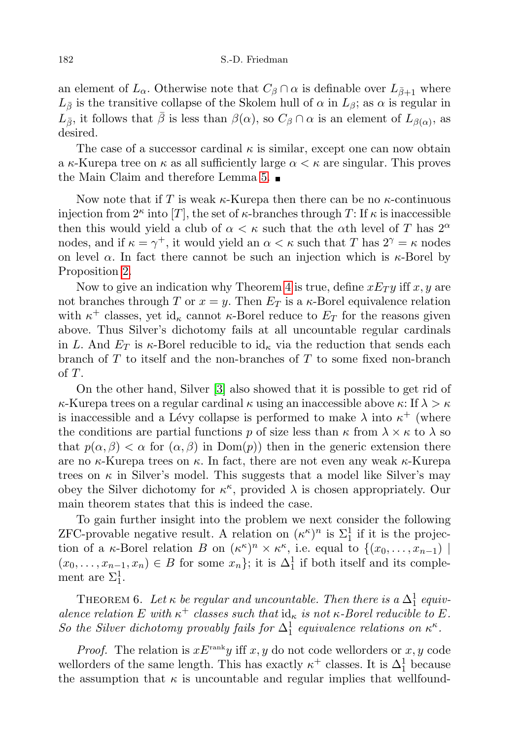an element of $L_\alpha$. Otherwise note that $C_\beta \cap \alpha$ is definable over $L_{\bar\beta+1}$ where $L_{\bar\beta}$ is the transitive collapse of the Skolem hull of $\alpha$ in $L_\beta$; as $\alpha$ is regular in $L_{\bar\beta}$, it follows that $\bar\beta$ is less than $\beta(\alpha)$, so $C_\beta \cap \alpha$ is an element of $L_{\beta(\alpha)}$, as desired.

The case of a successor cardinal $\kappa$ is similar, except one can now obtain a $\kappa$-Kurepa tree on $\kappa$ as all sufficiently large $\alpha < \kappa$ are singular. This proves the Main Claim and therefore Lemma 5. ∎

Now note that if $T$ is weak $\kappa$-Kurepa then there can be no $\kappa$-continuous injection from $2^\kappa$ into $[T]$, the set of $\kappa$-branches through $T$: If $\kappa$ is inaccessible then this would yield a club of $\alpha < \kappa$ such that the $\alpha$th level of $T$ has $2^\alpha$ nodes, and if $\kappa = \gamma^+$, it would yield an $\alpha < \kappa$ such that $T$ has $2^\gamma = \kappa$ nodes on level $\alpha$. In fact there cannot be such an injection which is $\kappa$-Borel by Proposition 2.

Now to give an indication why Theorem 4 is true, define $xE_Ty$ iff $x, y$ are not branches through $T$ or $x = y$. Then $E_T$ is a $\kappa$-Borel equivalence relation with $\kappa^+$ classes, yet $\mathrm{id}_\kappa$ cannot $\kappa$-Borel reduce to $E_T$ for the reasons given above. Thus Silver's dichotomy fails at all uncountable regular cardinals in $L$. And $E_T$ is $\kappa$-Borel reducible to $\mathrm{id}_\kappa$ via the reduction that sends each branch of $T$ to itself and the non-branches of $T$ to some fixed non-branch of $T$.

On the other hand, Silver [3] also showed that it is possible to get rid of $\kappa$-Kurepa trees on a regular cardinal $\kappa$ using an inaccessible above $\kappa$: If $\lambda > \kappa$ is inaccessible and a Lévy collapse is performed to make $\lambda$ into $\kappa^+$ (where the conditions are partial functions $p$ of size less than $\kappa$ from $\lambda \times \kappa$ to $\lambda$ so that $p(\alpha, \beta) < \alpha$ for $(\alpha, \beta)$ in $\mathrm{Dom}(p)$) then in the generic extension there are no $\kappa$-Kurepa trees on $\kappa$. In fact, there are not even any weak $\kappa$-Kurepa trees on $\kappa$ in Silver's model. This suggests that a model like Silver's may obey the Silver dichotomy for $\kappa^\kappa$, provided $\lambda$ is chosen appropriately. Our main theorem states that this is indeed the case.

To gain further insight into the problem we next consider the following ZFC-provable negative result. A relation on $(\kappa^\kappa)^n$ is $\Sigma^1_1$ if it is the projection of a $\kappa$-Borel relation $B$ on $(\kappa^\kappa)^n \times \kappa^\kappa$, i.e. equal to $\{(x_0, \ldots, x_{n-1}) \mid (x_0, \ldots, x_{n-1}, x_n) \in B$ for some $x_n\}$; it is $\Delta^1_1$ if both itself and its complement are $\Sigma^1_1$.

Theorem 6. *Let $\kappa$ be regular and uncountable. Then there is a $\Delta^1_1$ equivalence relation $E$ with $\kappa^+$ classes such that $\mathrm{id}_\kappa$ is not $\kappa$-Borel reducible to $E$. So the Silver dichotomy provably fails for $\Delta^1_1$ equivalence relations on $\kappa^\kappa$.*

*Proof.* The relation is $xE^{\mathrm{rank}}y$ iff $x, y$ do not code wellorders or $x, y$ code wellorders of the same length. This has exactly $\kappa^+$ classes. It is $\Delta^1_1$ because the assumption that $\kappa$ is uncountable and regular implies that wellfound-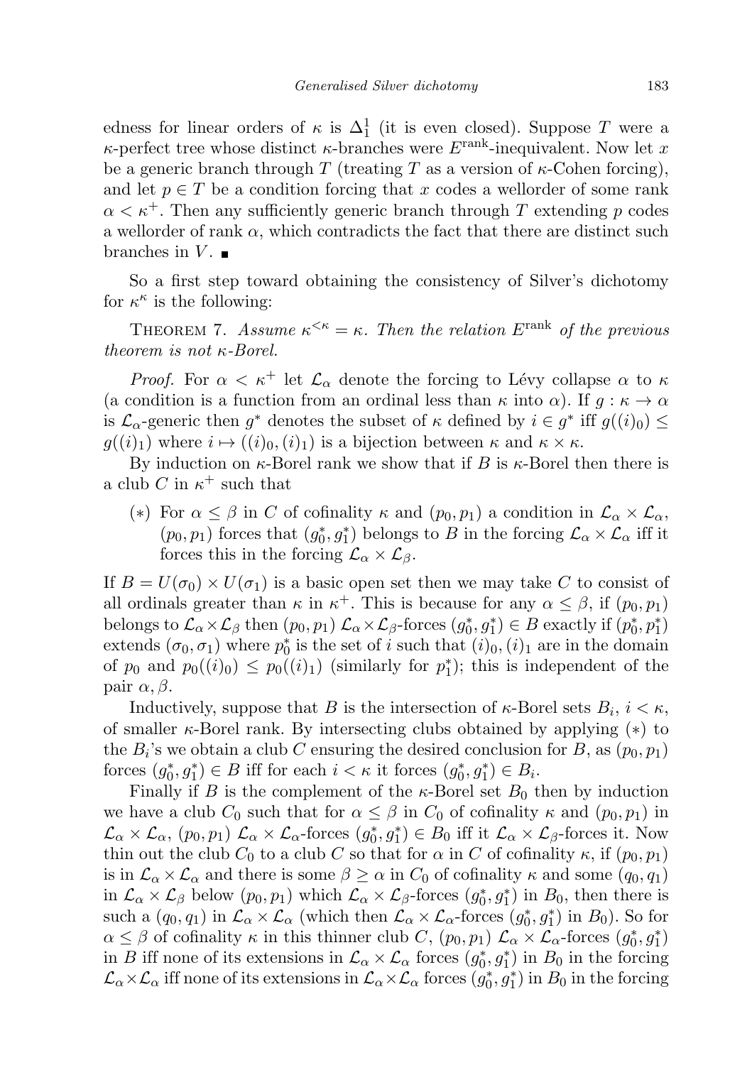edness for linear orders of $\kappa$ is $\Delta^1_1$ (it is even closed). Suppose $T$ were a $\kappa$-perfect tree whose distinct $\kappa$-branches were $E^{\mathrm{rank}}$-inequivalent. Now let $x$ be a generic branch through $T$ (treating $T$ as a version of $\kappa$-Cohen forcing), and let $p \in T$ be a condition forcing that $x$ codes a wellorder of some rank $\alpha < \kappa^+$. Then any sufficiently generic branch through $T$ extending $p$ codes a wellorder of rank $\alpha$, which contradicts the fact that there are distinct such branches in $V$. ■

So a first step toward obtaining the consistency of Silver's dichotomy for $\kappa^\kappa$ is the following:

Theorem 7. *Assume $\kappa^{<\kappa} = \kappa$. Then the relation $E^{\mathrm{rank}}$ of the previous theorem is not $\kappa$-Borel.*

*Proof.* For $\alpha < \kappa^+$ let $\mathcal{L}_\alpha$ denote the forcing to Lévy collapse $\alpha$ to $\kappa$ (a condition is a function from an ordinal less than $\kappa$ into $\alpha$). If $g : \kappa \to \alpha$ is $\mathcal{L}_\alpha$-generic then $g^*$ denotes the subset of $\kappa$ defined by $i \in g^*$ iff $g((i)_0) \leq g((i)_1)$ where $i \mapsto ((i)_0, (i)_1)$ is a bijection between $\kappa$ and $\kappa \times \kappa$.

By induction on $\kappa$-Borel rank we show that if $B$ is $\kappa$-Borel then there is a club $C$ in $\kappa^+$ such that

(∗) For $\alpha \leq \beta$ in $C$ of cofinality $\kappa$ and $(p_0, p_1)$ a condition in $\mathcal{L}_\alpha \times \mathcal{L}_\alpha$, $(p_0, p_1)$ forces that $(g^*_0, g^*_1)$ belongs to $B$ in the forcing $\mathcal{L}_\alpha \times \mathcal{L}_\alpha$ iff it forces this in the forcing $\mathcal{L}_\alpha \times \mathcal{L}_\beta$.

If $B = U(\sigma_0) \times U(\sigma_1)$ is a basic open set then we may take $C$ to consist of all ordinals greater than $\kappa$ in $\kappa^+$. This is because for any $\alpha \leq \beta$, if $(p_0, p_1)$ belongs to $\mathcal{L}_\alpha \times \mathcal{L}_\beta$ then $(p_0, p_1)$ $\mathcal{L}_\alpha \times \mathcal{L}_\beta$-forces $(g^*_0, g^*_1) \in B$ exactly if $(p^*_0, p^*_1)$ extends $(\sigma_0, \sigma_1)$ where $p^*_0$ is the set of $i$ such that $(i)_0, (i)_1$ are in the domain of $p_0$ and $p_0((i)_0) \leq p_0((i)_1)$ (similarly for $p^*_1$); this is independent of the pair $\alpha, \beta$.

Inductively, suppose that $B$ is the intersection of $\kappa$-Borel sets $B_i$, $i < \kappa$, of smaller $\kappa$-Borel rank. By intersecting clubs obtained by applying (∗) to the $B_i$'s we obtain a club $C$ ensuring the desired conclusion for $B$, as $(p_0, p_1)$ forces $(g^*_0, g^*_1) \in B$ iff for each $i < \kappa$ it forces $(g^*_0, g^*_1) \in B_i$.

Finally if $B$ is the complement of the $\kappa$-Borel set $B_0$ then by induction we have a club $C_0$ such that for $\alpha \leq \beta$ in $C_0$ of cofinality $\kappa$ and $(p_0, p_1)$ in $\mathcal{L}_\alpha \times \mathcal{L}_\alpha$, $(p_0, p_1)$ $\mathcal{L}_\alpha \times \mathcal{L}_\alpha$-forces $(g^*_0, g^*_1) \in B_0$ iff it $\mathcal{L}_\alpha \times \mathcal{L}_\beta$-forces it. Now thin out the club $C_0$ to a club $C$ so that for $\alpha$ in $C$ of cofinality $\kappa$, if $(p_0, p_1)$ is in $\mathcal{L}_\alpha \times \mathcal{L}_\alpha$ and there is some $\beta \geq \alpha$ in $C_0$ of cofinality $\kappa$ and some $(q_0, q_1)$ in $\mathcal{L}_\alpha \times \mathcal{L}_\beta$ below $(p_0, p_1)$ which $\mathcal{L}_\alpha \times \mathcal{L}_\beta$-forces $(g^*_0, g^*_1)$ in $B_0$, then there is such a $(q_0, q_1)$ in $\mathcal{L}_\alpha \times \mathcal{L}_\alpha$ (which then $\mathcal{L}_\alpha \times \mathcal{L}_\alpha$-forces $(g^*_0, g^*_1)$ in $B_0$). So for $\alpha \leq \beta$ of cofinality $\kappa$ in this thinner club $C$, $(p_0, p_1)$ $\mathcal{L}_\alpha \times \mathcal{L}_\alpha$-forces $(g^*_0, g^*_1)$ in $B$ iff none of its extensions in $\mathcal{L}_\alpha \times \mathcal{L}_\alpha$ forces $(g^*_0, g^*_1)$ in $B_0$ in the forcing $\mathcal{L}_\alpha \times \mathcal{L}_\alpha$ iff none of its extensions in $\mathcal{L}_\alpha \times \mathcal{L}_\alpha$ forces $(g^*_0, g^*_1)$ in $B_0$ in the forcing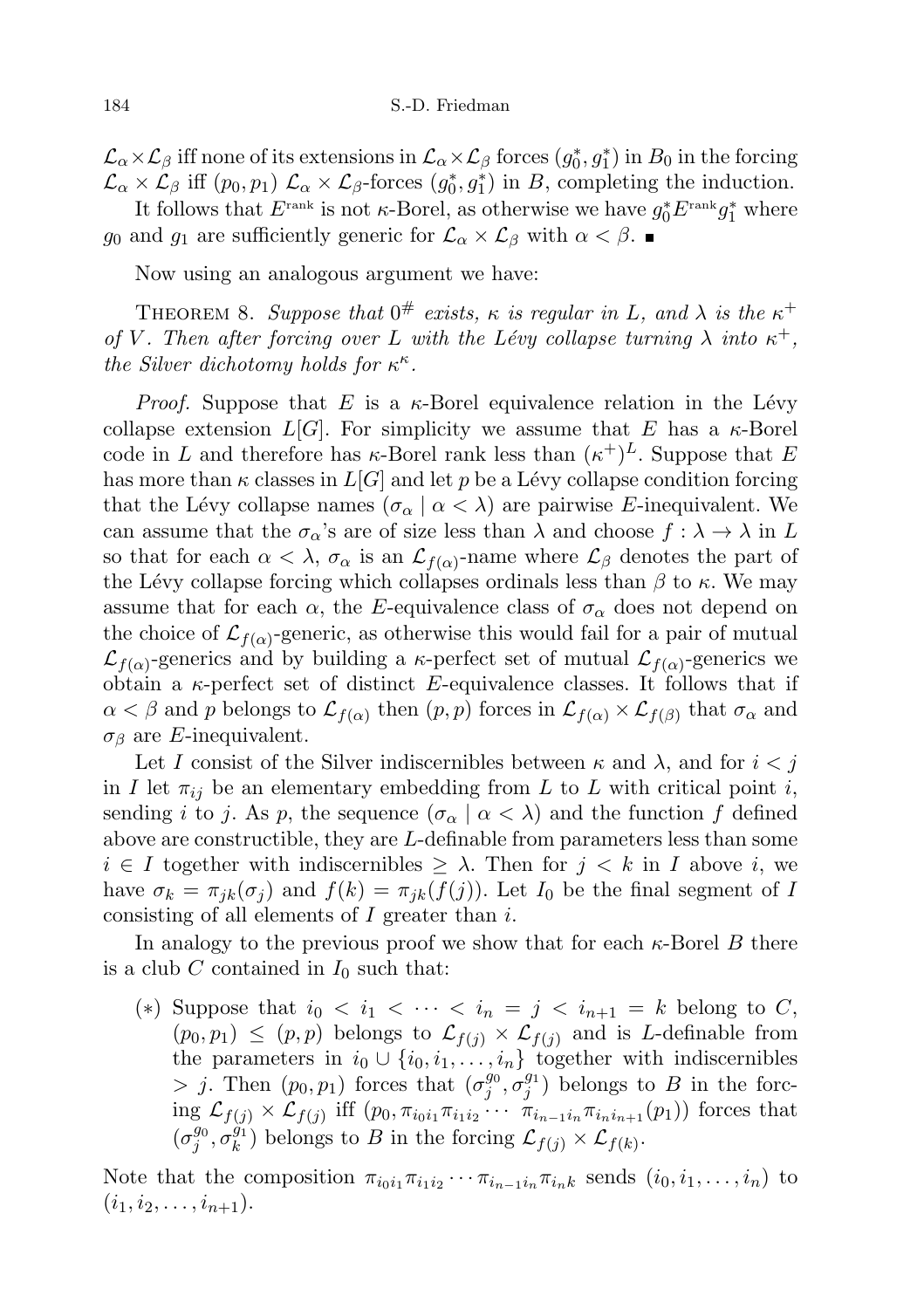$\mathcal{L}_\alpha \times \mathcal{L}_\beta$ iff none of its extensions in $\mathcal{L}_\alpha \times \mathcal{L}_\beta$ forces $(g_0^*, g_1^*)$ in $B_0$ in the forcing $\mathcal{L}_\alpha \times \mathcal{L}_\beta$ iff $(p_0, p_1)$ $\mathcal{L}_\alpha \times \mathcal{L}_\beta$-forces $(g_0^*, g_1^*)$ in $B$, completing the induction.

It follows that $E^{\text{rank}}$ is not $\kappa$-Borel, as otherwise we have $g_0^* E^{\text{rank}} g_1^*$ where $g_0$ and $g_1$ are sufficiently generic for $\mathcal{L}_\alpha \times \mathcal{L}_\beta$ with $\alpha < \beta$. ∎

Now using an analogous argument we have:

THEOREM 8. *Suppose that $0^\#$ exists, $\kappa$ is regular in $L$, and $\lambda$ is the $\kappa^+$ of $V$. Then after forcing over $L$ with the Lévy collapse turning $\lambda$ into $\kappa^+$, the Silver dichotomy holds for $\kappa^\kappa$.*

*Proof.* Suppose that $E$ is a $\kappa$-Borel equivalence relation in the Lévy collapse extension $L[G]$. For simplicity we assume that $E$ has a $\kappa$-Borel code in $L$ and therefore has $\kappa$-Borel rank less than $(\kappa^+)^L$. Suppose that $E$ has more than $\kappa$ classes in $L[G]$ and let $p$ be a Lévy collapse condition forcing that the Lévy collapse names $(\sigma_\alpha \mid \alpha < \lambda)$ are pairwise $E$-inequivalent. We can assume that the $\sigma_\alpha$'s are of size less than $\lambda$ and choose $f : \lambda \to \lambda$ in $L$ so that for each $\alpha < \lambda$, $\sigma_\alpha$ is an $\mathcal{L}_{f(\alpha)}$-name where $\mathcal{L}_\beta$ denotes the part of the Lévy collapse forcing which collapses ordinals less than $\beta$ to $\kappa$. We may assume that for each $\alpha$, the $E$-equivalence class of $\sigma_\alpha$ does not depend on the choice of $\mathcal{L}_{f(\alpha)}$-generic, as otherwise this would fail for a pair of mutual $\mathcal{L}_{f(\alpha)}$-generics and by building a $\kappa$-perfect set of mutual $\mathcal{L}_{f(\alpha)}$-generics we obtain a $\kappa$-perfect set of distinct $E$-equivalence classes. It follows that if $\alpha < \beta$ and $p$ belongs to $\mathcal{L}_{f(\alpha)}$ then $(p, p)$ forces in $\mathcal{L}_{f(\alpha)} \times \mathcal{L}_{f(\beta)}$ that $\sigma_\alpha$ and $\sigma_\beta$ are $E$-inequivalent.

Let $I$ consist of the Silver indiscernibles between $\kappa$ and $\lambda$, and for $i < j$ in $I$ let $\pi_{ij}$ be an elementary embedding from $L$ to $L$ with critical point $i$, sending $i$ to $j$. As $p$, the sequence $(\sigma_\alpha \mid \alpha < \lambda)$ and the function $f$ defined above are constructible, they are $L$-definable from parameters less than some $i \in I$ together with indiscernibles $\geq \lambda$. Then for $j < k$ in $I$ above $i$, we have $\sigma_k = \pi_{jk}(\sigma_j)$ and $f(k) = \pi_{jk}(f(j))$. Let $I_0$ be the final segment of $I$ consisting of all elements of $I$ greater than $i$.

In analogy to the previous proof we show that for each $\kappa$-Borel $B$ there is a club $C$ contained in $I_0$ such that:

(∗) Suppose that $i_0 < i_1 < \cdots < i_n = j < i_{n+1} = k$ belong to $C$, $(p_0, p_1) \leq (p, p)$ belongs to $\mathcal{L}_{f(j)} \times \mathcal{L}_{f(j)}$ and is $L$-definable from the parameters in $i_0 \cup \{i_0, i_1, \ldots, i_n\}$ together with indiscernibles $> j$. Then $(p_0, p_1)$ forces that $(\sigma_j^{g_0}, \sigma_j^{g_1})$ belongs to $B$ in the forcing $\mathcal{L}_{f(j)} \times \mathcal{L}_{f(j)}$ iff $(p_0, \pi_{i_0 i_1} \pi_{i_1 i_2} \cdots \pi_{i_{n-1} i_n} \pi_{i_n i_{n+1}}(p_1))$ forces that $(\sigma_j^{g_0}, \sigma_k^{g_1})$ belongs to $B$ in the forcing $\mathcal{L}_{f(j)} \times \mathcal{L}_{f(k)}$.

Note that the composition $\pi_{i_0 i_1} \pi_{i_1 i_2} \cdots \pi_{i_{n-1} i_n} \pi_{i_n k}$ sends $(i_0, i_1, \ldots, i_n)$ to $(i_1, i_2, \ldots, i_{n+1})$.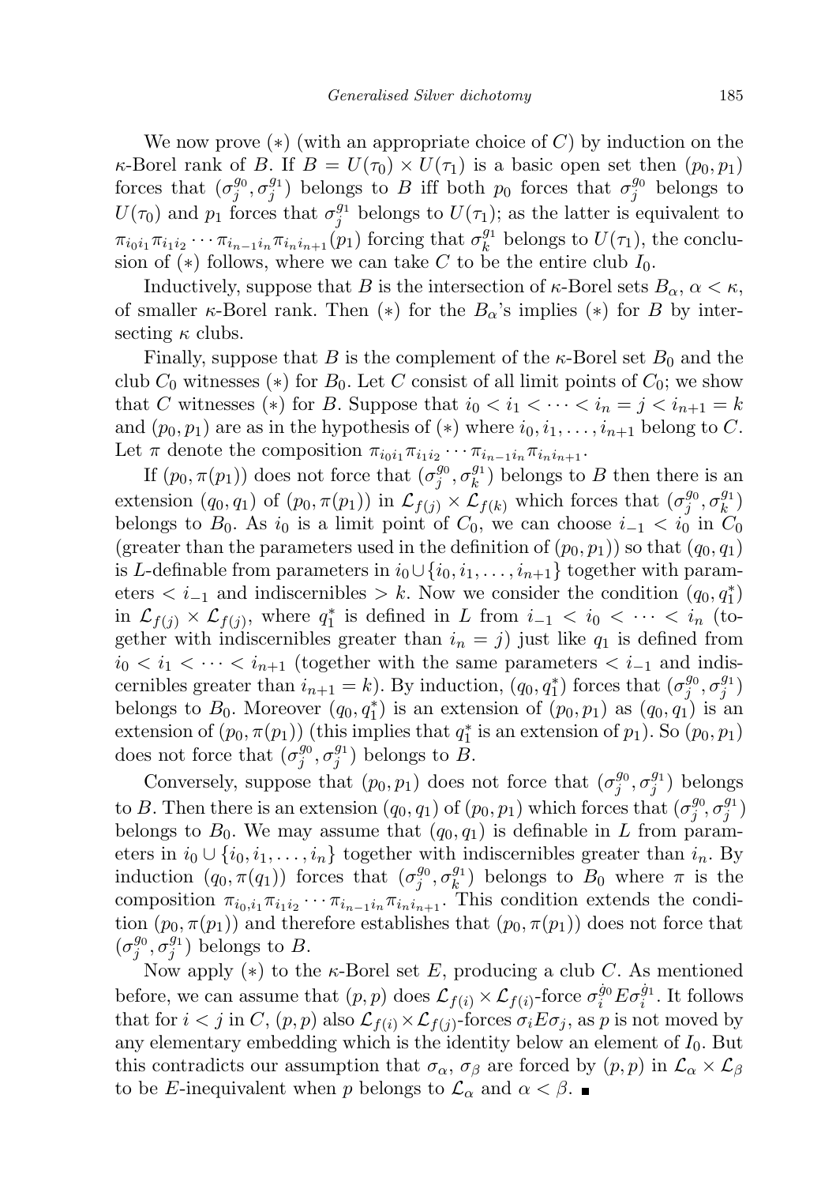We now prove (∗) (with an appropriate choice of $C$) by induction on the $\kappa$-Borel rank of $B$. If $B = U(\tau_0) \times U(\tau_1)$ is a basic open set then $(p_0, p_1)$ forces that $(\sigma_j^{g_0}, \sigma_j^{g_1})$ belongs to $B$ iff both $p_0$ forces that $\sigma_j^{g_0}$ belongs to $U(\tau_0)$ and $p_1$ forces that $\sigma_j^{g_1}$ belongs to $U(\tau_1)$; as the latter is equivalent to $\pi_{i_0 i_1}\pi_{i_1 i_2}\cdots\pi_{i_{n-1}i_n}\pi_{i_n i_{n+1}}(p_1)$ forcing that $\sigma_k^{g_1}$ belongs to $U(\tau_1)$, the conclusion of (∗) follows, where we can take $C$ to be the entire club $I_0$.

Inductively, suppose that $B$ is the intersection of $\kappa$-Borel sets $B_\alpha$, $\alpha < \kappa$, of smaller $\kappa$-Borel rank. Then (∗) for the $B_\alpha$'s implies (∗) for $B$ by intersecting $\kappa$ clubs.

Finally, suppose that $B$ is the complement of the $\kappa$-Borel set $B_0$ and the club $C_0$ witnesses (∗) for $B_0$. Let $C$ consist of all limit points of $C_0$; we show that $C$ witnesses (∗) for $B$. Suppose that $i_0 < i_1 < \cdots < i_n = j < i_{n+1} = k$ and $(p_0, p_1)$ are as in the hypothesis of (∗) where $i_0, i_1, \ldots, i_{n+1}$ belong to $C$. Let $\pi$ denote the composition $\pi_{i_0 i_1}\pi_{i_1 i_2}\cdots\pi_{i_{n-1}i_n}\pi_{i_n i_{n+1}}$.

If $(p_0, \pi(p_1))$ does not force that $(\sigma_j^{g_0}, \sigma_k^{g_1})$ belongs to $B$ then there is an extension $(q_0, q_1)$ of $(p_0, \pi(p_1))$ in $\mathcal{L}_{f(j)} \times \mathcal{L}_{f(k)}$ which forces that $(\sigma_j^{g_0}, \sigma_k^{g_1})$ belongs to $B_0$. As $i_0$ is a limit point of $C_0$, we can choose $i_{-1} < i_0$ in $C_0$ (greater than the parameters used in the definition of $(p_0, p_1)$) so that $(q_0, q_1)$ is $L$-definable from parameters in $i_0 \cup \{i_0, i_1, \ldots, i_{n+1}\}$ together with parameters $< i_{-1}$ and indiscernibles $> k$. Now we consider the condition $(q_0, q_1^*)$ in $\mathcal{L}_{f(j)} \times \mathcal{L}_{f(j)}$, where $q_1^*$ is defined in $L$ from $i_{-1} < i_0 < \cdots < i_n$ (together with indiscernibles greater than $i_n = j$) just like $q_1$ is defined from $i_0 < i_1 < \cdots < i_{n+1}$ (together with the same parameters $< i_{-1}$ and indiscernibles greater than $i_{n+1} = k$). By induction, $(q_0, q_1^*)$ forces that $(\sigma_j^{g_0}, \sigma_j^{g_1})$ belongs to $B_0$. Moreover $(q_0, q_1^*)$ is an extension of $(p_0, p_1)$ as $(q_0, q_1)$ is an extension of $(p_0, \pi(p_1))$ (this implies that $q_1^*$ is an extension of $p_1$). So $(p_0, p_1)$ does not force that $(\sigma_j^{g_0}, \sigma_j^{g_1})$ belongs to $B$.

Conversely, suppose that $(p_0, p_1)$ does not force that $(\sigma_j^{g_0}, \sigma_j^{g_1})$ belongs to $B$. Then there is an extension $(q_0, q_1)$ of $(p_0, p_1)$ which forces that $(\sigma_j^{g_0}, \sigma_j^{g_1})$ belongs to $B_0$. We may assume that $(q_0, q_1)$ is definable in $L$ from parameters in $i_0 \cup \{i_0, i_1, \ldots, i_n\}$ together with indiscernibles greater than $i_n$. By induction $(q_0, \pi(q_1))$ forces that $(\sigma_j^{g_0}, \sigma_k^{g_1})$ belongs to $B_0$ where $\pi$ is the composition $\pi_{i_0, i_1}\pi_{i_1 i_2}\cdots\pi_{i_{n-1}i_n}\pi_{i_n i_{n+1}}$. This condition extends the condition $(p_0, \pi(p_1))$ and therefore establishes that $(p_0, \pi(p_1))$ does not force that $(\sigma_j^{g_0}, \sigma_j^{g_1})$ belongs to $B$.

Now apply (∗) to the $\kappa$-Borel set $E$, producing a club $C$. As mentioned before, we can assume that $(p, p)$ does $\mathcal{L}_{f(i)} \times \mathcal{L}_{f(i)}$-force $\sigma_i^{\dot{g}_0} E \sigma_i^{\dot{g}_1}$. It follows that for $i < j$ in $C$, $(p, p)$ also $\mathcal{L}_{f(i)} \times \mathcal{L}_{f(j)}$-forces $\sigma_i E \sigma_j$, as $p$ is not moved by any elementary embedding which is the identity below an element of $I_0$. But this contradicts our assumption that $\sigma_\alpha$, $\sigma_\beta$ are forced by $(p, p)$ in $\mathcal{L}_\alpha \times \mathcal{L}_\beta$ to be $E$-inequivalent when $p$ belongs to $\mathcal{L}_\alpha$ and $\alpha < \beta$. ∎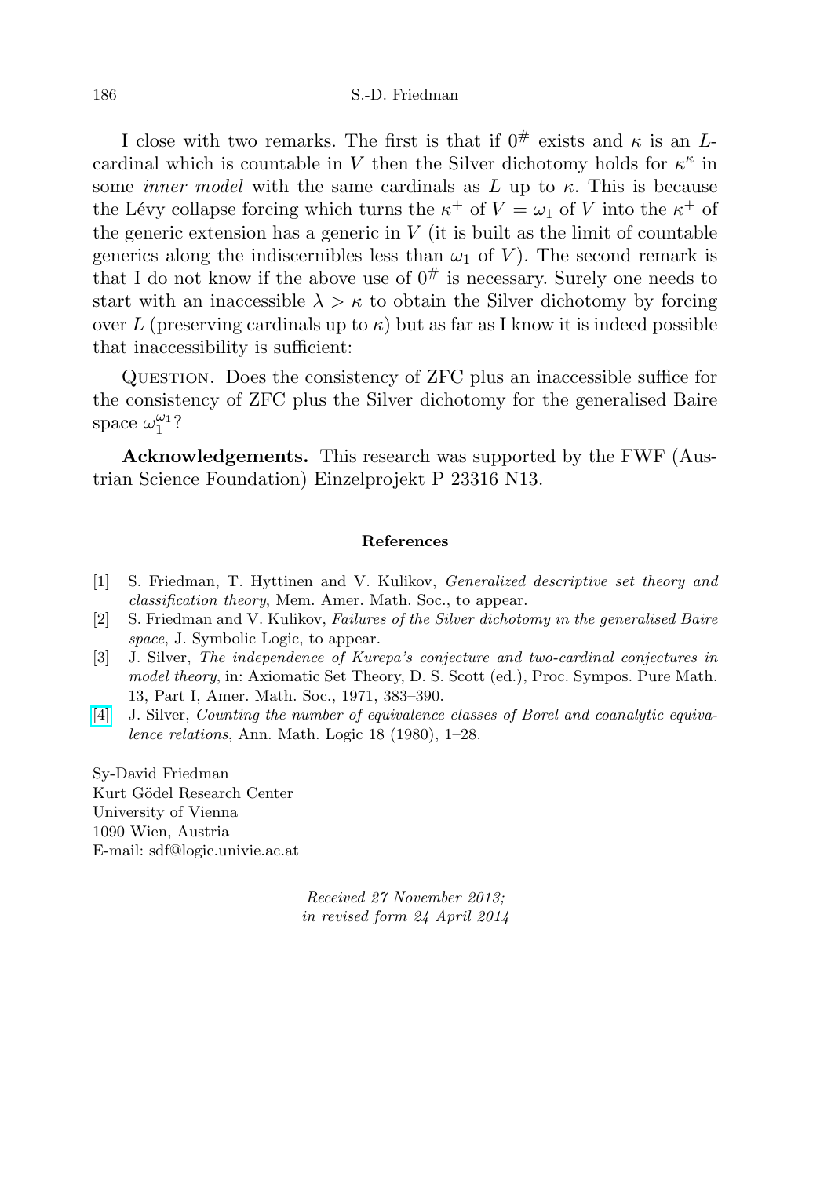I close with two remarks. The first is that if $0^\#$ exists and $\kappa$ is an $L$-cardinal which is countable in $V$ then the Silver dichotomy holds for $\kappa^\kappa$ in some *inner model* with the same cardinals as $L$ up to $\kappa$. This is because the Lévy collapse forcing which turns the $\kappa^+$ of $V = \omega_1$ of $V$ into the $\kappa^+$ of the generic extension has a generic in $V$ (it is built as the limit of countable generics along the indiscernibles less than $\omega_1$ of $V$). The second remark is that I do not know if the above use of $0^\#$ is necessary. Surely one needs to start with an inaccessible $\lambda > \kappa$ to obtain the Silver dichotomy by forcing over $L$ (preserving cardinals up to $\kappa$) but as far as I know it is indeed possible that inaccessibility is sufficient:

QUESTION. Does the consistency of ZFC plus an inaccessible suffice for the consistency of ZFC plus the Silver dichotomy for the generalised Baire space $\omega_1^{\omega_1}$?

**Acknowledgements.** This research was supported by the FWF (Austrian Science Foundation) Einzelprojekt P 23316 N13.

## References

[1] S. Friedman, T. Hyttinen and V. Kulikov, *Generalized descriptive set theory and classification theory*, Mem. Amer. Math. Soc., to appear.

[2] S. Friedman and V. Kulikov, *Failures of the Silver dichotomy in the generalised Baire space*, J. Symbolic Logic, to appear.

[3] J. Silver, *The independence of Kurepa's conjecture and two-cardinal conjectures in model theory*, in: Axiomatic Set Theory, D. S. Scott (ed.), Proc. Sympos. Pure Math. 13, Part I, Amer. Math. Soc., 1971, 383–390.

[4] J. Silver, *Counting the number of equivalence classes of Borel and coanalytic equivalence relations*, Ann. Math. Logic 18 (1980), 1–28.

Sy-David Friedman
Kurt Gödel Research Center
University of Vienna
1090 Wien, Austria
E-mail: sdf@logic.univie.ac.at

*Received 27 November 2013;*
*in revised form 24 April 2014*